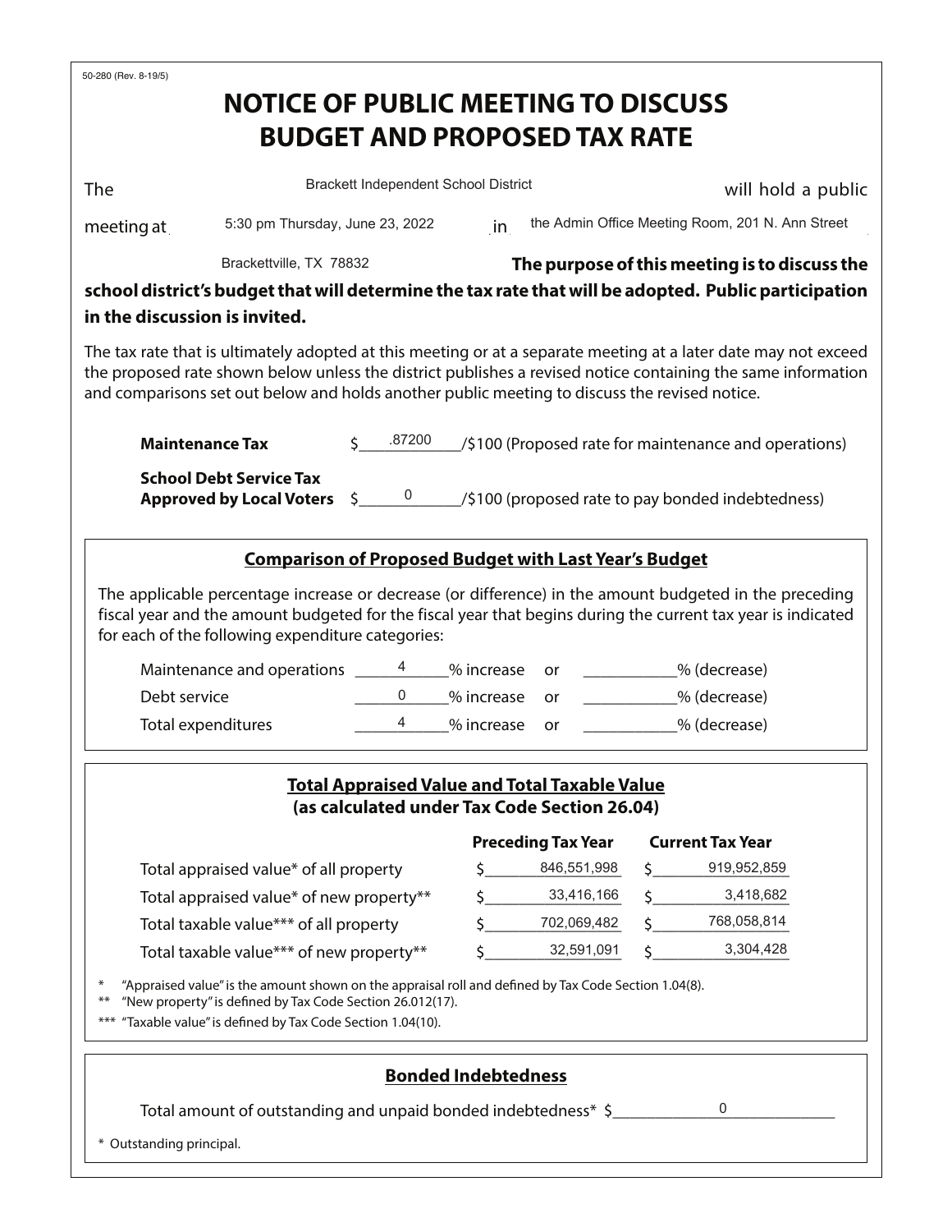50-280 (Rev. 8-19/5)

# NOTICE OF PUBLIC MEETING TO DISCUSS BUDGET AND PROPOSED TAX RATE

The Brackett Independent School District will hold a public meeting at 5:30 pm Thursday, June 23, 2022 in the Admin Office Meeting Room, 201 N. Ann Street Brackettville, TX 78832. **The purpose of this meeting is to discuss the school district's budget that will determine the tax rate that will be adopted. Public participation in the discussion is invited.**

The tax rate that is ultimately adopted at this meeting or at a separate meeting at a later date may not exceed the proposed rate shown below unless the district publishes a revised notice containing the same information and comparisons set out below and holds another public meeting to discuss the revised notice.

**Maintenance Tax** $ .87200 /$100 (Proposed rate for maintenance and operations)

**School Debt Service Tax Approved by Local Voters** $ 0 /$100 (proposed rate to pay bonded indebtedness)

## Comparison of Proposed Budget with Last Year's Budget

The applicable percentage increase or decrease (or difference) in the amount budgeted in the preceding fiscal year and the amount budgeted for the fiscal year that begins during the current tax year is indicated for each of the following expenditure categories:

| Category | % increase | or | % (decrease) |
|---|---|---|---|
| Maintenance and operations | 4 % increase | or | ___ % (decrease) |
| Debt service | 0 % increase | or | ___ % (decrease) |
| Total expenditures | 4 % increase | or | ___ % (decrease) |

## Total Appraised Value and Total Taxable Value (as calculated under Tax Code Section 26.04)

| | Preceding Tax Year | Current Tax Year |
|---|---|---|
| Total appraised value* of all property | $ 846,551,998 | $ 919,952,859 |
| Total appraised value* of new property** | $ 33,416,166 | $ 3,418,682 |
| Total taxable value*** of all property | $ 702,069,482 | $ 768,058,814 |
| Total taxable value*** of new property** | $ 32,591,091 | $ 3,304,428 |

\* "Appraised value" is the amount shown on the appraisal roll and defined by Tax Code Section 1.04(8).

\** "New property" is defined by Tax Code Section 26.012(17).

\*** "Taxable value" is defined by Tax Code Section 1.04(10).

## Bonded Indebtedness

Total amount of outstanding and unpaid bonded indebtedness* $ 0

\* Outstanding principal.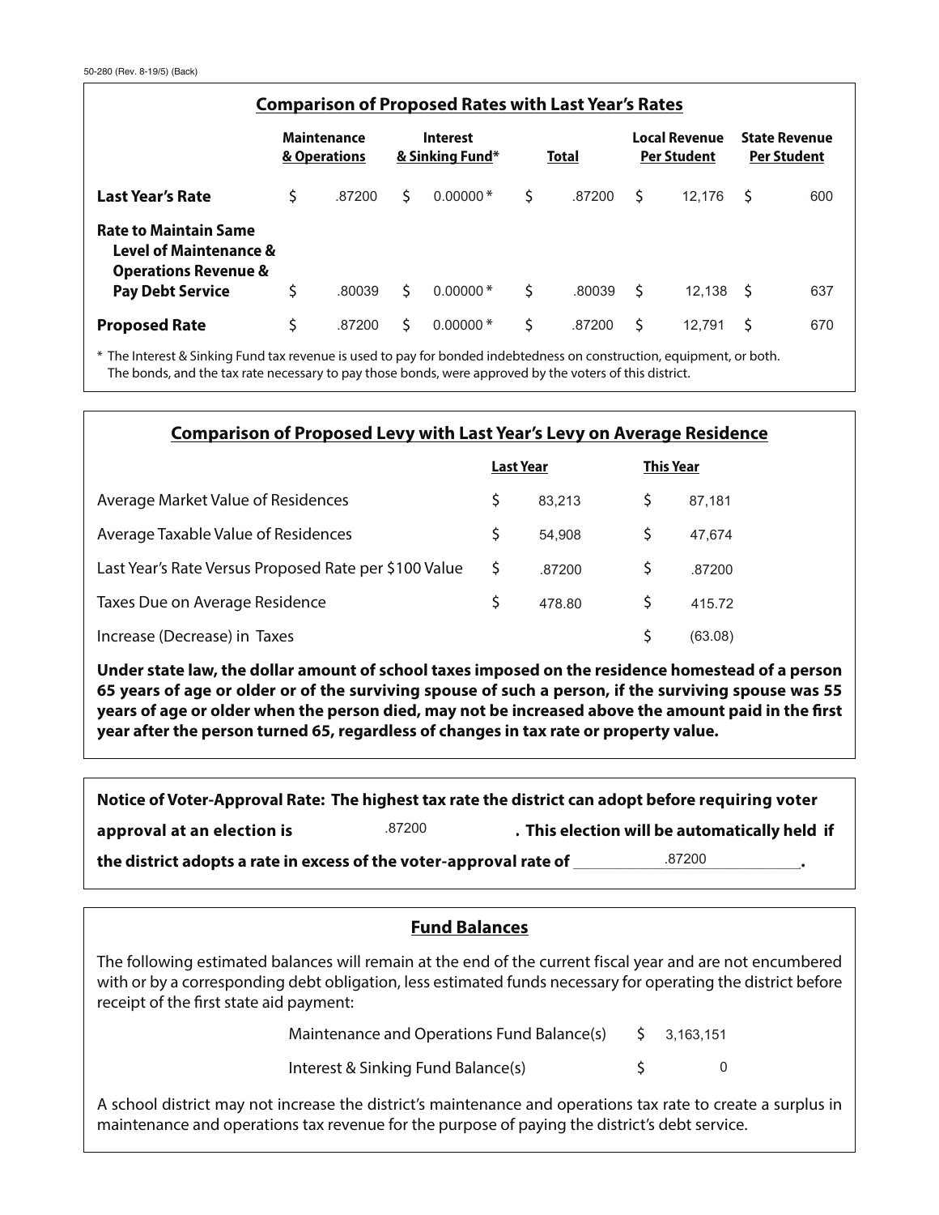50-280 (Rev. 8-19/5) (Back)

## Comparison of Proposed Rates with Last Year's Rates

| | Maintenance & Operations | Interest & Sinking Fund* | Total | Local Revenue Per Student | State Revenue Per Student |
|---|---|---|---|---|---|
| **Last Year's Rate** | $ .87200 | $ 0.00000 * | $ .87200 | $ 12,176 | $ 600 |
| **Rate to Maintain Same Level of Maintenance & Operations Revenue & Pay Debt Service** | $ .80039 | $ 0.00000 * | $ .80039 | $ 12,138 | $ 637 |
| **Proposed Rate** | $ .87200 | $ 0.00000 * | $ .87200 | $ 12,791 | $ 670 |

* The Interest & Sinking Fund tax revenue is used to pay for bonded indebtedness on construction, equipment, or both. The bonds, and the tax rate necessary to pay those bonds, were approved by the voters of this district.

## Comparison of Proposed Levy with Last Year's Levy on Average Residence

| | Last Year | This Year |
|---|---|---|
| Average Market Value of Residences | $ 83,213 | $ 87,181 |
| Average Taxable Value of Residences | $ 54,908 | $ 47,674 |
| Last Year's Rate Versus Proposed Rate per $100 Value | $ .87200 | $ .87200 |
| Taxes Due on Average Residence | $ 478.80 | $ 415.72 |
| Increase (Decrease) in Taxes | | $ (63.08) |

**Under state law, the dollar amount of school taxes imposed on the residence homestead of a person 65 years of age or older or of the surviving spouse of such a person, if the surviving spouse was 55 years of age or older when the person died, may not be increased above the amount paid in the first year after the person turned 65, regardless of changes in tax rate or property value.**

**Notice of Voter-Approval Rate: The highest tax rate the district can adopt before requiring voter approval at an election is** .87200 **. This election will be automatically held if the district adopts a rate in excess of the voter-approval rate of** .87200**.**

## Fund Balances

The following estimated balances will remain at the end of the current fiscal year and are not encumbered with or by a corresponding debt obligation, less estimated funds necessary for operating the district before receipt of the first state aid payment:

| | |
|---|---|
| Maintenance and Operations Fund Balance(s) | $ 3,163,151 |
| Interest & Sinking Fund Balance(s) | $ 0 |

A school district may not increase the district's maintenance and operations tax rate to create a surplus in maintenance and operations tax revenue for the purpose of paying the district's debt service.